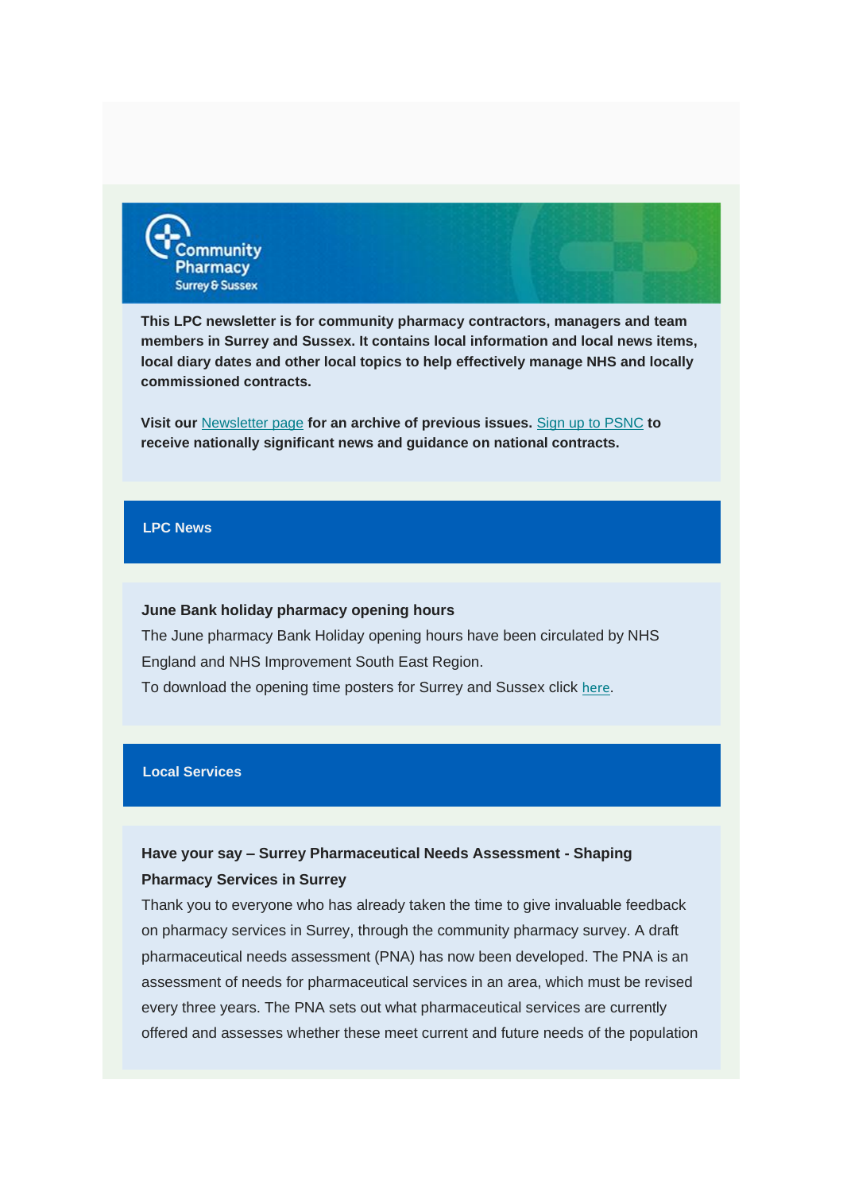Community Pharmacy Surrey & Sussex

**This LPC newsletter is for community pharmacy contractors, managers and team members in Surrey and Sussex. It contains local information and local news items, local diary dates and other local topics to help effectively manage NHS and locally commissioned contracts.**

**Visit our** Newsletter page **for an archive of previous issues.** Sign up to PSNC **to receive nationally significant news and guidance on national contracts.**

## LPC News

### June Bank holiday pharmacy opening hours

The June pharmacy Bank Holiday opening hours have been circulated by NHS England and NHS Improvement South East Region.

To download the opening time posters for Surrey and Sussex click here.

## Local Services

### Have your say – Surrey Pharmaceutical Needs Assessment - Shaping Pharmacy Services in Surrey

Thank you to everyone who has already taken the time to give invaluable feedback on pharmacy services in Surrey, through the community pharmacy survey. A draft pharmaceutical needs assessment (PNA) has now been developed. The PNA is an assessment of needs for pharmaceutical services in an area, which must be revised every three years. The PNA sets out what pharmaceutical services are currently offered and assesses whether these meet current and future needs of the population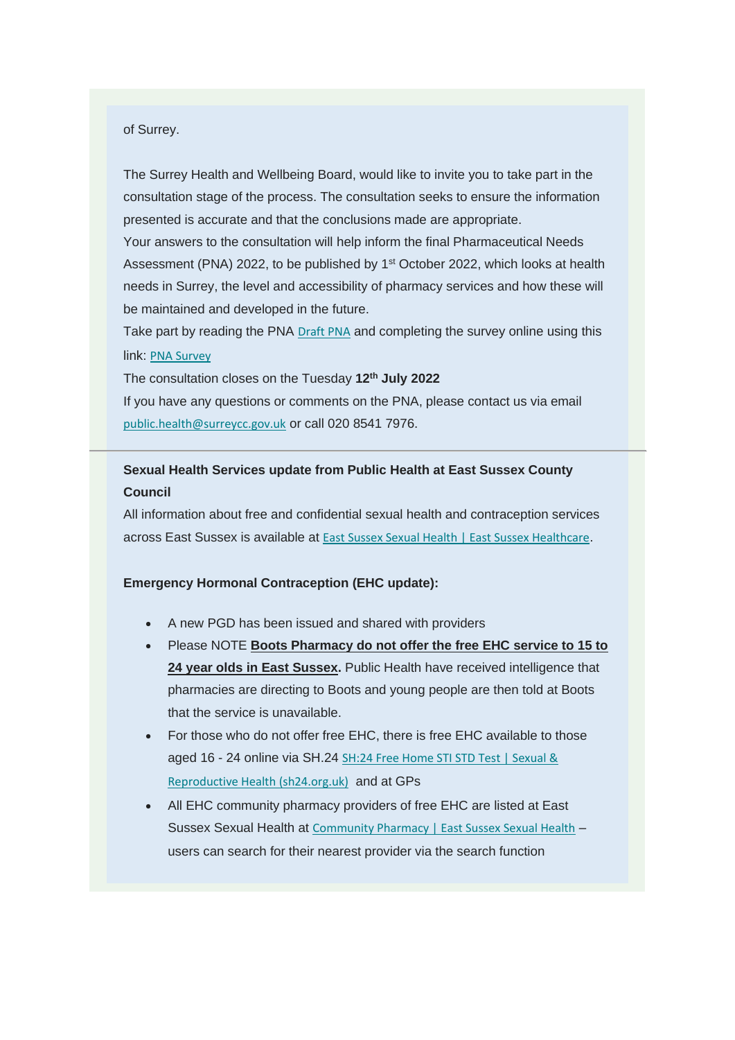of Surrey.

The Surrey Health and Wellbeing Board, would like to invite you to take part in the consultation stage of the process. The consultation seeks to ensure the information presented is accurate and that the conclusions made are appropriate.
Your answers to the consultation will help inform the final Pharmaceutical Needs Assessment (PNA) 2022, to be published by 1st October 2022, which looks at health needs in Surrey, the level and accessibility of pharmacy services and how these will be maintained and developed in the future.
Take part by reading the PNA Draft PNA and completing the survey online using this link: PNA Survey
The consultation closes on the Tuesday **12th July 2022**
If you have any questions or comments on the PNA, please contact us via email public.health@surreycc.gov.uk or call 020 8541 7976.

---

**Sexual Health Services update from Public Health at East Sussex County Council**
All information about free and confidential sexual health and contraception services across East Sussex is available at East Sussex Sexual Health | East Sussex Healthcare.

**Emergency Hormonal Contraception (EHC update):**

- A new PGD has been issued and shared with providers
- Please NOTE **Boots Pharmacy do not offer the free EHC service to 15 to 24 year olds in East Sussex.** Public Health have received intelligence that pharmacies are directing to Boots and young people are then told at Boots that the service is unavailable.
- For those who do not offer free EHC, there is free EHC available to those aged 16 - 24 online via SH.24 SH:24 Free Home STI STD Test | Sexual & Reproductive Health (sh24.org.uk) and at GPs
- All EHC community pharmacy providers of free EHC are listed at East Sussex Sexual Health at Community Pharmacy | East Sussex Sexual Health – users can search for their nearest provider via the search function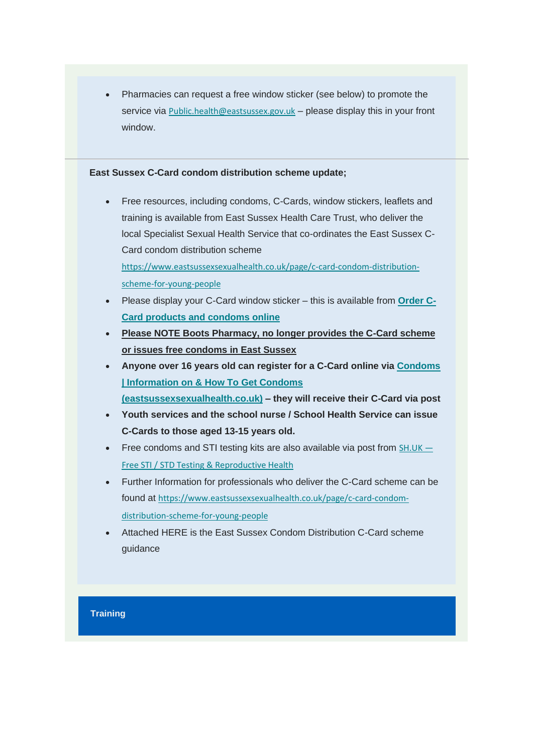- Pharmacies can request a free window sticker (see below) to promote the service via [Public.health@eastsussex.gov.uk](mailto:Public.health@eastsussex.gov.uk) – please display this in your front window.

---

**East Sussex C-Card condom distribution scheme update;**

- Free resources, including condoms, C-Cards, window stickers, leaflets and training is available from East Sussex Health Care Trust, who deliver the local Specialist Sexual Health Service that co-ordinates the East Sussex C-Card condom distribution scheme [https://www.eastsussexsexualhealth.co.uk/page/c-card-condom-distribution-scheme-for-young-people](https://www.eastsussexsexualhealth.co.uk/page/c-card-condom-distribution-scheme-for-young-people)
- Please display your C-Card window sticker – this is available from **Order C-Card products and condoms online**
- **Please NOTE Boots Pharmacy, no longer provides the C-Card scheme or issues free condoms in East Sussex**
- **Anyone over 16 years old can register for a C-Card online via Condoms | Information on & How To Get Condoms (eastsussexsexualhealth.co.uk) – they will receive their C-Card via post**
- **Youth services and the school nurse / School Health Service can issue C-Cards to those aged 13-15 years old.**
- Free condoms and STI testing kits are also available via post from SH.UK — Free STI / STD Testing & Reproductive Health
- Further Information for professionals who deliver the C-Card scheme can be found at [https://www.eastsussexsexualhealth.co.uk/page/c-card-condom-distribution-scheme-for-young-people](https://www.eastsussexsexualhealth.co.uk/page/c-card-condom-distribution-scheme-for-young-people)
- Attached HERE is the East Sussex Condom Distribution C-Card scheme guidance

## Training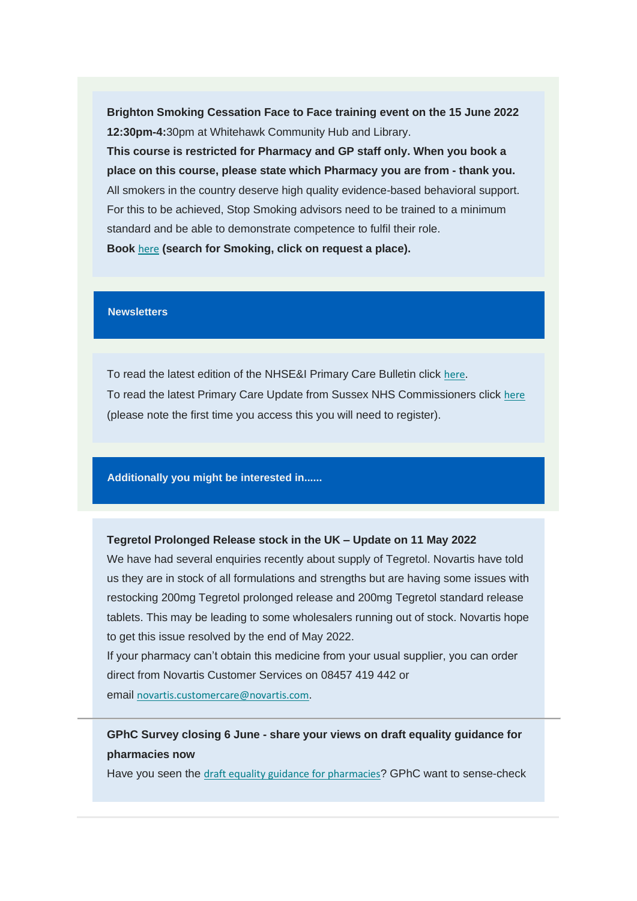**Brighton Smoking Cessation Face to Face training event on the 15 June 2022 12:30pm-4:**30pm at Whitehawk Community Hub and Library.

**This course is restricted for Pharmacy and GP staff only. When you book a place on this course, please state which Pharmacy you are from - thank you.**

All smokers in the country deserve high quality evidence-based behavioral support. For this to be achieved, Stop Smoking advisors need to be trained to a minimum standard and be able to demonstrate competence to fulfil their role.

**Book** here **(search for Smoking, click on request a place).**

## Newsletters

To read the latest edition of the NHSE&I Primary Care Bulletin click here.

To read the latest Primary Care Update from Sussex NHS Commissioners click here (please note the first time you access this you will need to register).

## Additionally you might be interested in......

**Tegretol Prolonged Release stock in the UK – Update on 11 May 2022**

We have had several enquiries recently about supply of Tegretol. Novartis have told us they are in stock of all formulations and strengths but are having some issues with restocking 200mg Tegretol prolonged release and 200mg Tegretol standard release tablets. This may be leading to some wholesalers running out of stock. Novartis hope to get this issue resolved by the end of May 2022.

If your pharmacy can't obtain this medicine from your usual supplier, you can order direct from Novartis Customer Services on 08457 419 442 or email novartis.customercare@novartis.com.

---

**GPhC Survey closing 6 June - share your views on draft equality guidance for pharmacies now**

Have you seen the draft equality guidance for pharmacies? GPhC want to sense-check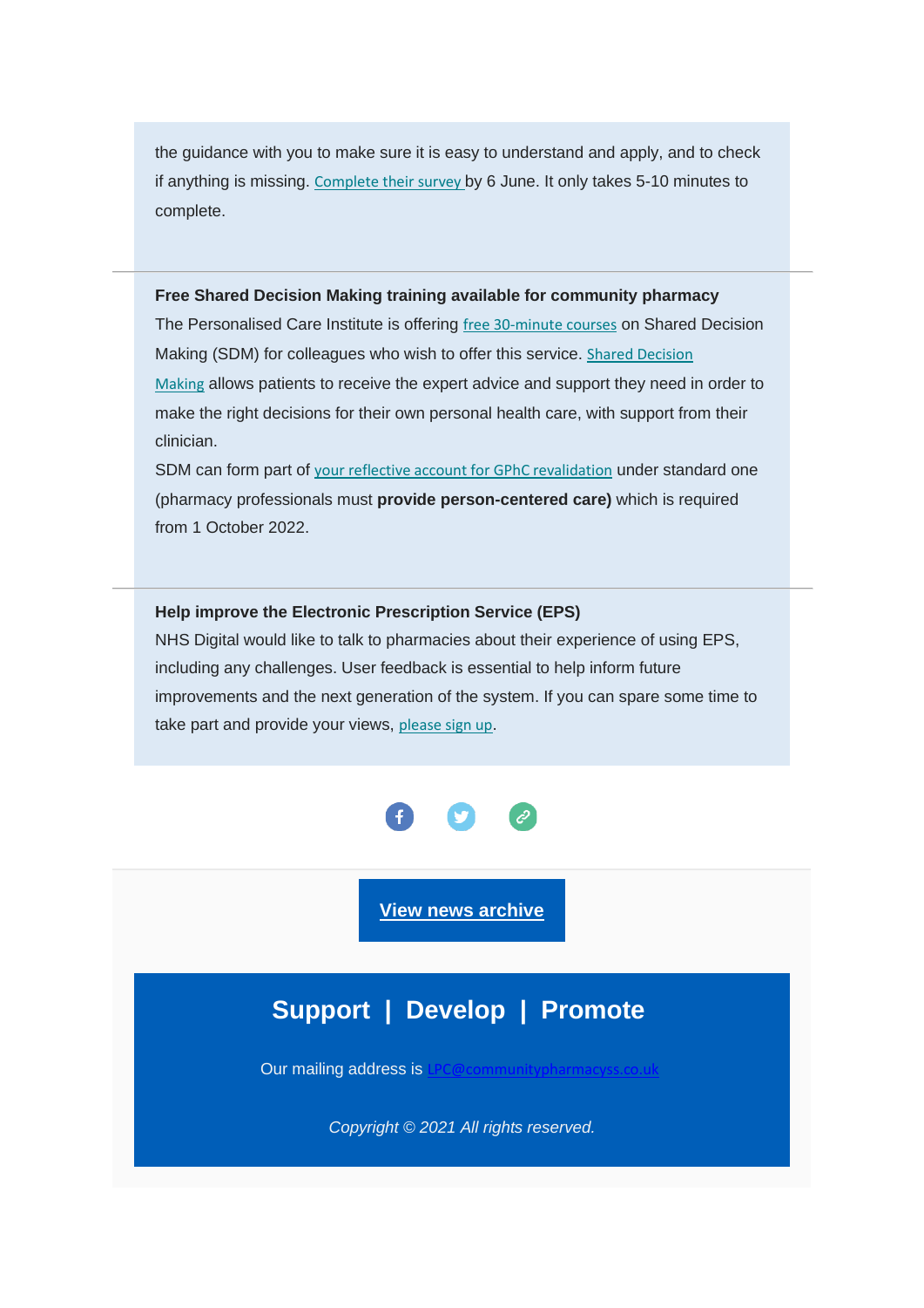the guidance with you to make sure it is easy to understand and apply, and to check if anything is missing. Complete their survey by 6 June. It only takes 5-10 minutes to complete.

---

**Free Shared Decision Making training available for community pharmacy**

The Personalised Care Institute is offering free 30-minute courses on Shared Decision Making (SDM) for colleagues who wish to offer this service. Shared Decision Making allows patients to receive the expert advice and support they need in order to make the right decisions for their own personal health care, with support from their clinician.

SDM can form part of your reflective account for GPhC revalidation under standard one (pharmacy professionals must **provide person-centered care)** which is required from 1 October 2022.

---

**Help improve the Electronic Prescription Service (EPS)**

NHS Digital would like to talk to pharmacies about their experience of using EPS, including any challenges. User feedback is essential to help inform future improvements and the next generation of the system. If you can spare some time to take part and provide your views, please sign up.

**View news archive**

## Support | Develop | Promote

Our mailing address is LPC@communitypharmacyss.co.uk

*Copyright © 2021 All rights reserved.*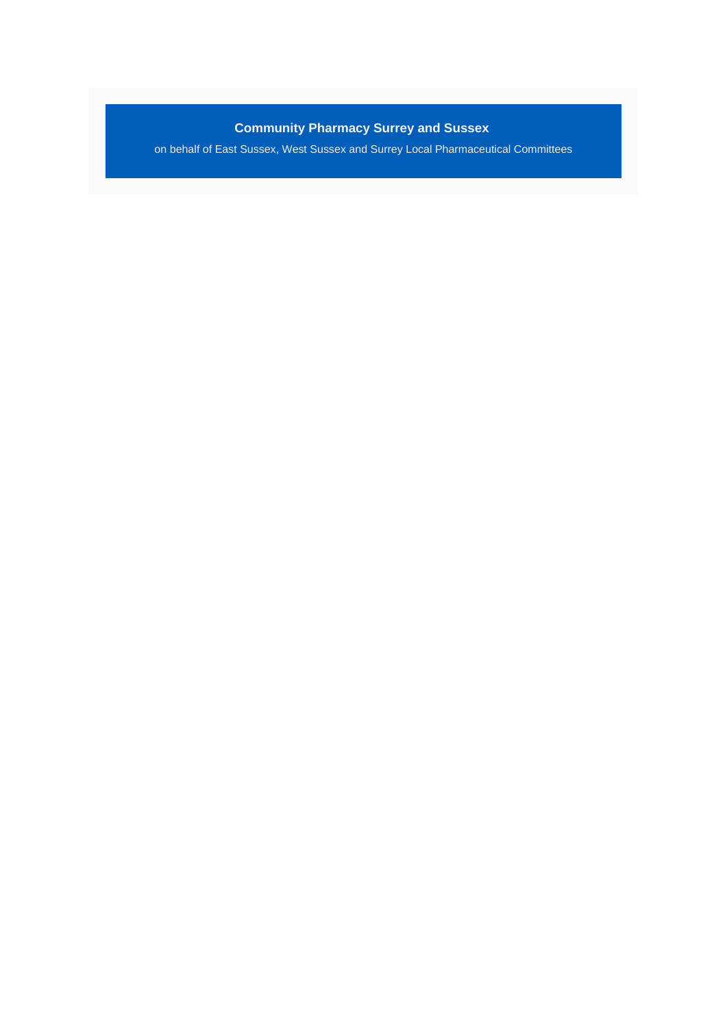**Community Pharmacy Surrey and Sussex**

on behalf of East Sussex, West Sussex and Surrey Local Pharmaceutical Committees